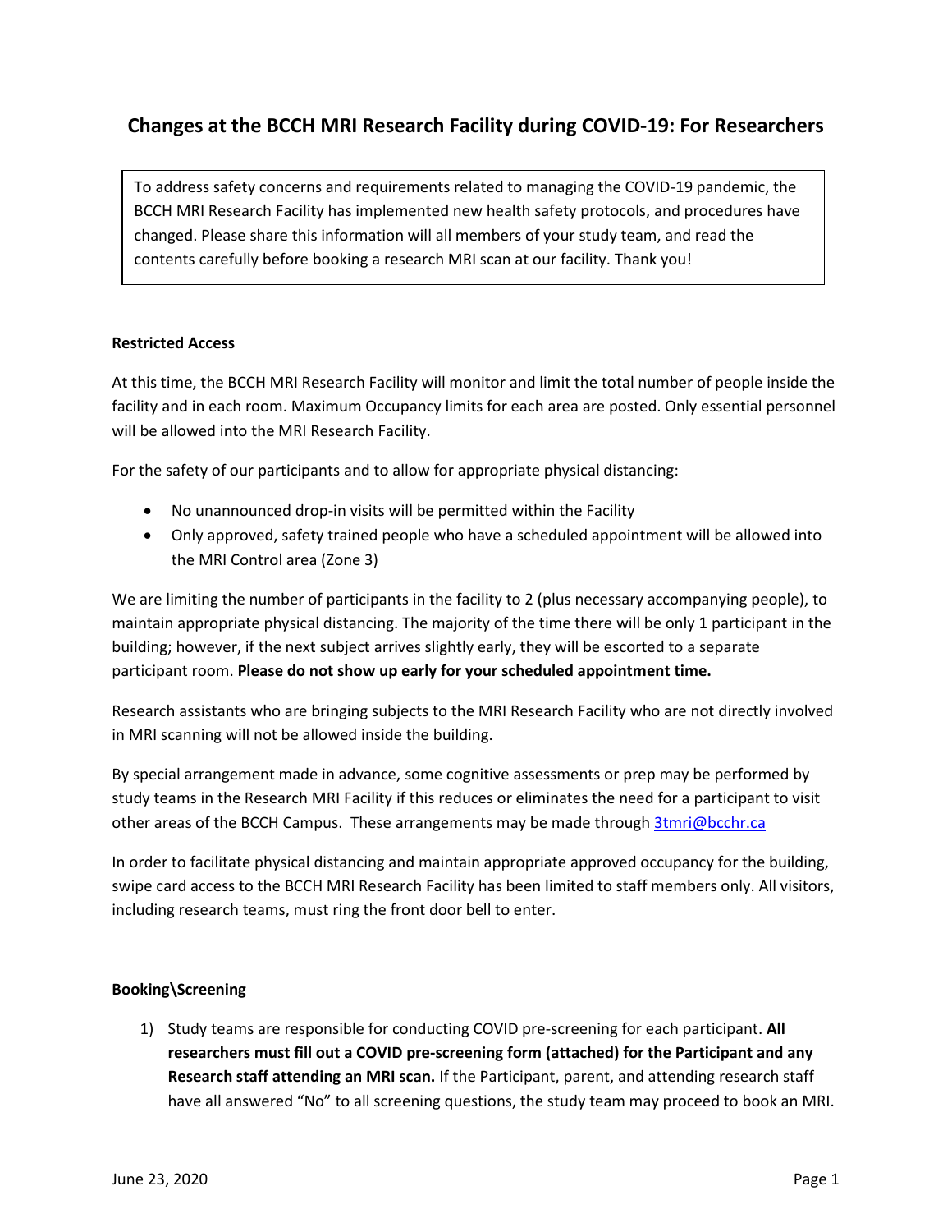# Changes at the BCCH MRI Research Facility during COVID-19: For Researchers

To address safety concerns and requirements related to managing the COVID-19 pandemic, the BCCH MRI Research Facility has implemented new health safety protocols, and procedures have changed. Please share this information will all members of your study team, and read the contents carefully before booking a research MRI scan at our facility. Thank you!

**Restricted Access**

At this time, the BCCH MRI Research Facility will monitor and limit the total number of people inside the facility and in each room. Maximum Occupancy limits for each area are posted. Only essential personnel will be allowed into the MRI Research Facility.

For the safety of our participants and to allow for appropriate physical distancing:

- No unannounced drop-in visits will be permitted within the Facility
- Only approved, safety trained people who have a scheduled appointment will be allowed into the MRI Control area (Zone 3)

We are limiting the number of participants in the facility to 2 (plus necessary accompanying people), to maintain appropriate physical distancing. The majority of the time there will be only 1 participant in the building; however, if the next subject arrives slightly early, they will be escorted to a separate participant room. **Please do not show up early for your scheduled appointment time.**

Research assistants who are bringing subjects to the MRI Research Facility who are not directly involved in MRI scanning will not be allowed inside the building.

By special arrangement made in advance, some cognitive assessments or prep may be performed by study teams in the Research MRI Facility if this reduces or eliminates the need for a participant to visit other areas of the BCCH Campus. These arrangements may be made through 3tmri@bcchr.ca

In order to facilitate physical distancing and maintain appropriate approved occupancy for the building, swipe card access to the BCCH MRI Research Facility has been limited to staff members only. All visitors, including research teams, must ring the front door bell to enter.

**Booking\Screening**

1) Study teams are responsible for conducting COVID pre-screening for each participant. **All researchers must fill out a COVID pre-screening form (attached) for the Participant and any Research staff attending an MRI scan.** If the Participant, parent, and attending research staff have all answered "No" to all screening questions, the study team may proceed to book an MRI.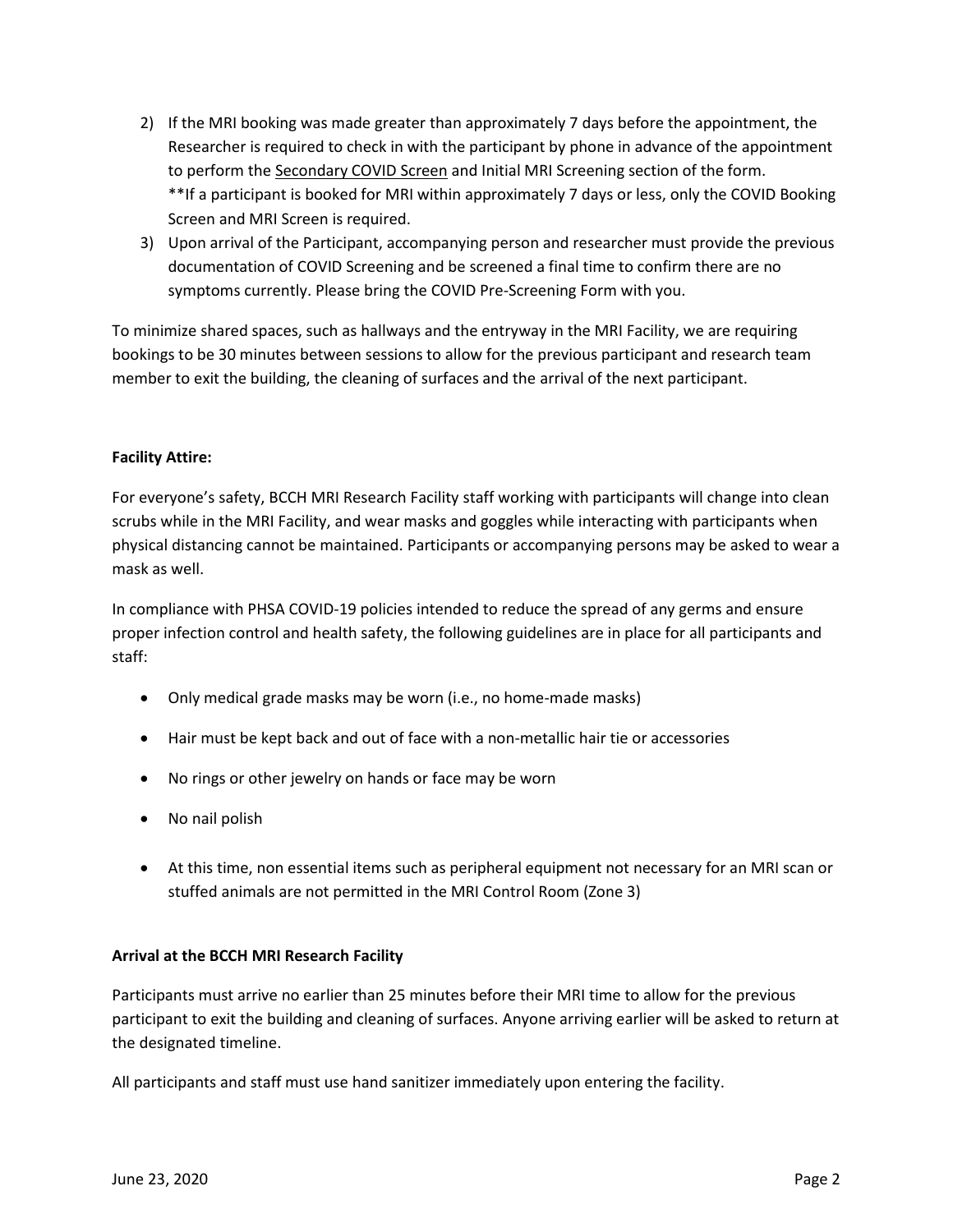2) If the MRI booking was made greater than approximately 7 days before the appointment, the Researcher is required to check in with the participant by phone in advance of the appointment to perform the Secondary COVID Screen and Initial MRI Screening section of the form. **If a participant is booked for MRI within approximately 7 days or less, only the COVID Booking Screen and MRI Screen is required.
3) Upon arrival of the Participant, accompanying person and researcher must provide the previous documentation of COVID Screening and be screened a final time to confirm there are no symptoms currently. Please bring the COVID Pre-Screening Form with you.

To minimize shared spaces, such as hallways and the entryway in the MRI Facility, we are requiring bookings to be 30 minutes between sessions to allow for the previous participant and research team member to exit the building, the cleaning of surfaces and the arrival of the next participant.

**Facility Attire:**

For everyone's safety, BCCH MRI Research Facility staff working with participants will change into clean scrubs while in the MRI Facility, and wear masks and goggles while interacting with participants when physical distancing cannot be maintained. Participants or accompanying persons may be asked to wear a mask as well.

In compliance with PHSA COVID-19 policies intended to reduce the spread of any germs and ensure proper infection control and health safety, the following guidelines are in place for all participants and staff:

- Only medical grade masks may be worn (i.e., no home-made masks)
- Hair must be kept back and out of face with a non-metallic hair tie or accessories
- No rings or other jewelry on hands or face may be worn
- No nail polish
- At this time, non essential items such as peripheral equipment not necessary for an MRI scan or stuffed animals are not permitted in the MRI Control Room (Zone 3)

**Arrival at the BCCH MRI Research Facility**

Participants must arrive no earlier than 25 minutes before their MRI time to allow for the previous participant to exit the building and cleaning of surfaces. Anyone arriving earlier will be asked to return at the designated timeline.

All participants and staff must use hand sanitizer immediately upon entering the facility.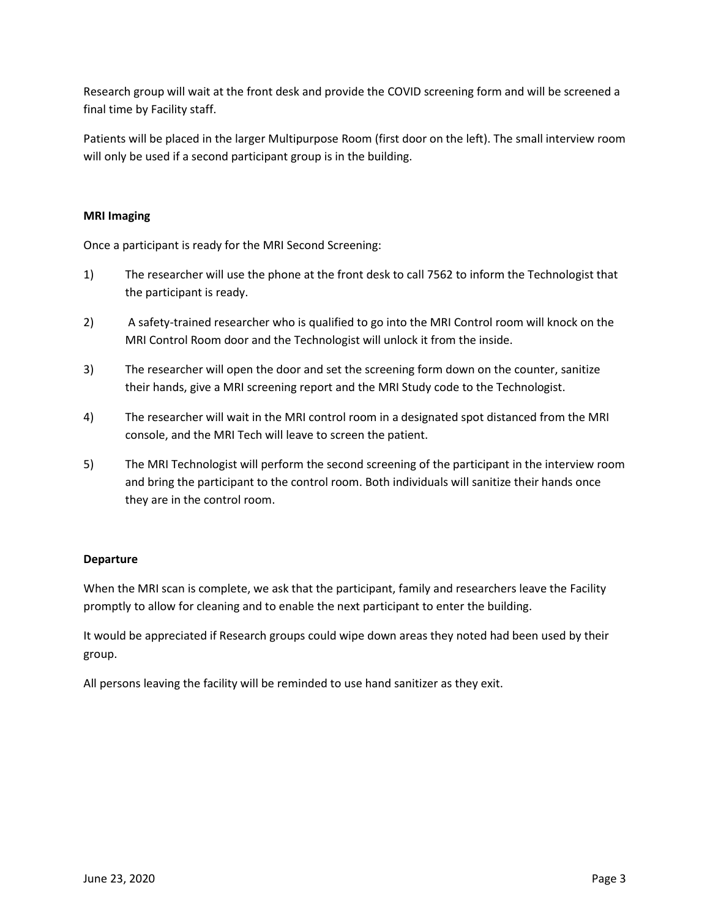Research group will wait at the front desk and provide the COVID screening form and will be screened a final time by Facility staff.

Patients will be placed in the larger Multipurpose Room (first door on the left). The small interview room will only be used if a second participant group is in the building.

**MRI Imaging**

Once a participant is ready for the MRI Second Screening:

1) The researcher will use the phone at the front desk to call 7562 to inform the Technologist that the participant is ready.
2) A safety-trained researcher who is qualified to go into the MRI Control room will knock on the MRI Control Room door and the Technologist will unlock it from the inside.
3) The researcher will open the door and set the screening form down on the counter, sanitize their hands, give a MRI screening report and the MRI Study code to the Technologist.
4) The researcher will wait in the MRI control room in a designated spot distanced from the MRI console, and the MRI Tech will leave to screen the patient.
5) The MRI Technologist will perform the second screening of the participant in the interview room and bring the participant to the control room. Both individuals will sanitize their hands once they are in the control room.

**Departure**

When the MRI scan is complete, we ask that the participant, family and researchers leave the Facility promptly to allow for cleaning and to enable the next participant to enter the building.

It would be appreciated if Research groups could wipe down areas they noted had been used by their group.

All persons leaving the facility will be reminded to use hand sanitizer as they exit.